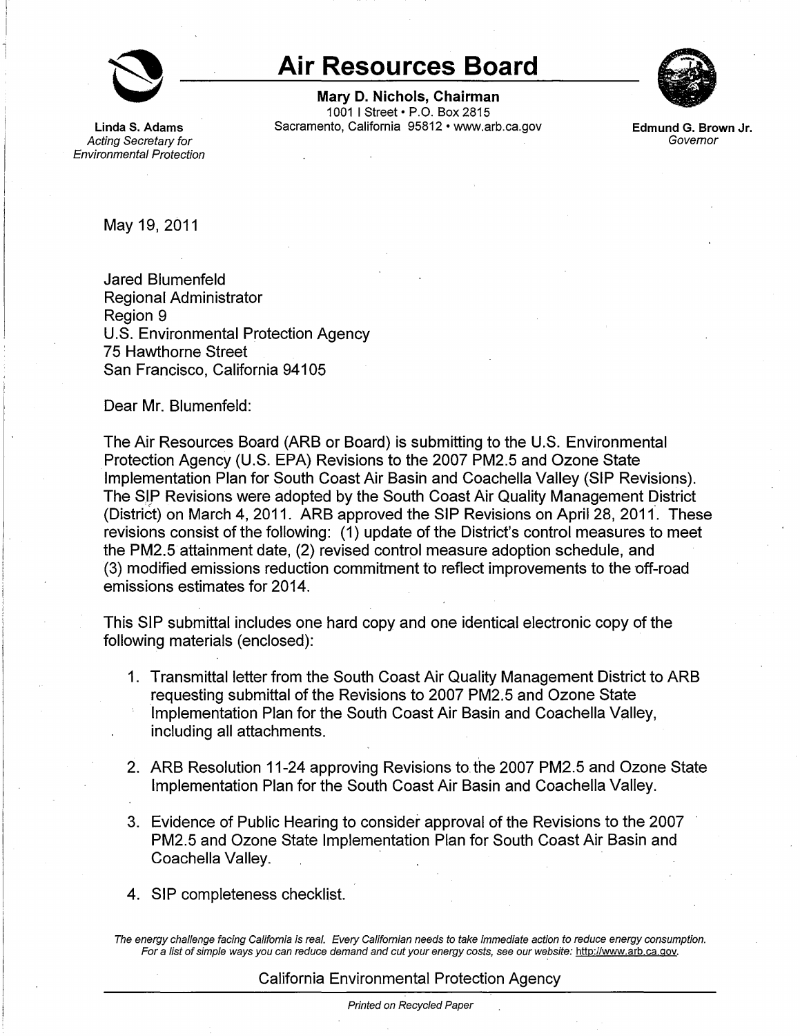# Air Resources Board

**Mary D. Nichols, Chairman**
1001 I Street • P.O. Box 2815
Sacramento, California 95812 • www.arb.ca.gov

**Linda S. Adams**
*Acting Secretary for Environmental Protection*

**Edmund G. Brown Jr.**
*Governor*

May 19, 2011

Jared Blumenfeld
Regional Administrator
Region 9
U.S. Environmental Protection Agency
75 Hawthorne Street
San Francisco, California 94105

Dear Mr. Blumenfeld:

The Air Resources Board (ARB or Board) is submitting to the U.S. Environmental Protection Agency (U.S. EPA) Revisions to the 2007 PM2.5 and Ozone State Implementation Plan for South Coast Air Basin and Coachella Valley (SIP Revisions). The SIP Revisions were adopted by the South Coast Air Quality Management District (District) on March 4, 2011. ARB approved the SIP Revisions on April 28, 2011. These revisions consist of the following: (1) update of the District's control measures to meet the PM2.5 attainment date, (2) revised control measure adoption schedule, and (3) modified emissions reduction commitment to reflect improvements to the off-road emissions estimates for 2014.

This SIP submittal includes one hard copy and one identical electronic copy of the following materials (enclosed):

1. Transmittal letter from the South Coast Air Quality Management District to ARB requesting submittal of the Revisions to 2007 PM2.5 and Ozone State Implementation Plan for the South Coast Air Basin and Coachella Valley, including all attachments.

2. ARB Resolution 11-24 approving Revisions to the 2007 PM2.5 and Ozone State Implementation Plan for the South Coast Air Basin and Coachella Valley.

3. Evidence of Public Hearing to consider approval of the Revisions to the 2007 PM2.5 and Ozone State Implementation Plan for South Coast Air Basin and Coachella Valley.

4. SIP completeness checklist.

*The energy challenge facing California is real. Every Californian needs to take immediate action to reduce energy consumption. For a list of simple ways you can reduce demand and cut your energy costs, see our website:* http://www.arb.ca.gov.

California Environmental Protection Agency

*Printed on Recycled Paper*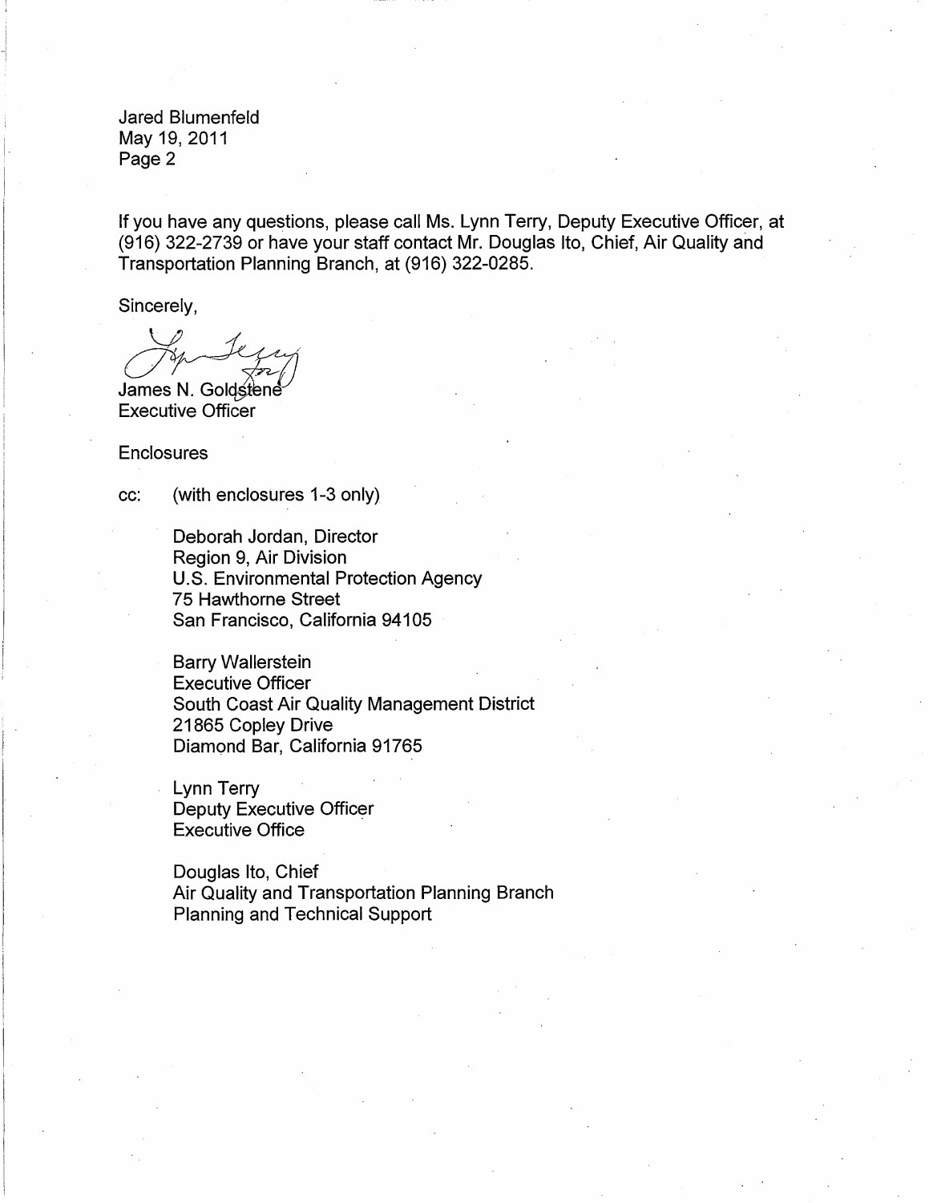If you have any questions, please call Ms. Lynn Terry, Deputy Executive Officer, at (916) 322-2739 or have your staff contact Mr. Douglas Ito, Chief, Air Quality and Transportation Planning Branch, at (916) 322-0285.

Sincerely,

James N. Goldstene
Executive Officer

Enclosures

cc: (with enclosures 1-3 only)

Deborah Jordan, Director
Region 9, Air Division
U.S. Environmental Protection Agency
75 Hawthorne Street
San Francisco, California 94105

Barry Wallerstein
Executive Officer
South Coast Air Quality Management District
21865 Copley Drive
Diamond Bar, California 91765

Lynn Terry
Deputy Executive Officer
Executive Office

Douglas Ito, Chief
Air Quality and Transportation Planning Branch
Planning and Technical Support